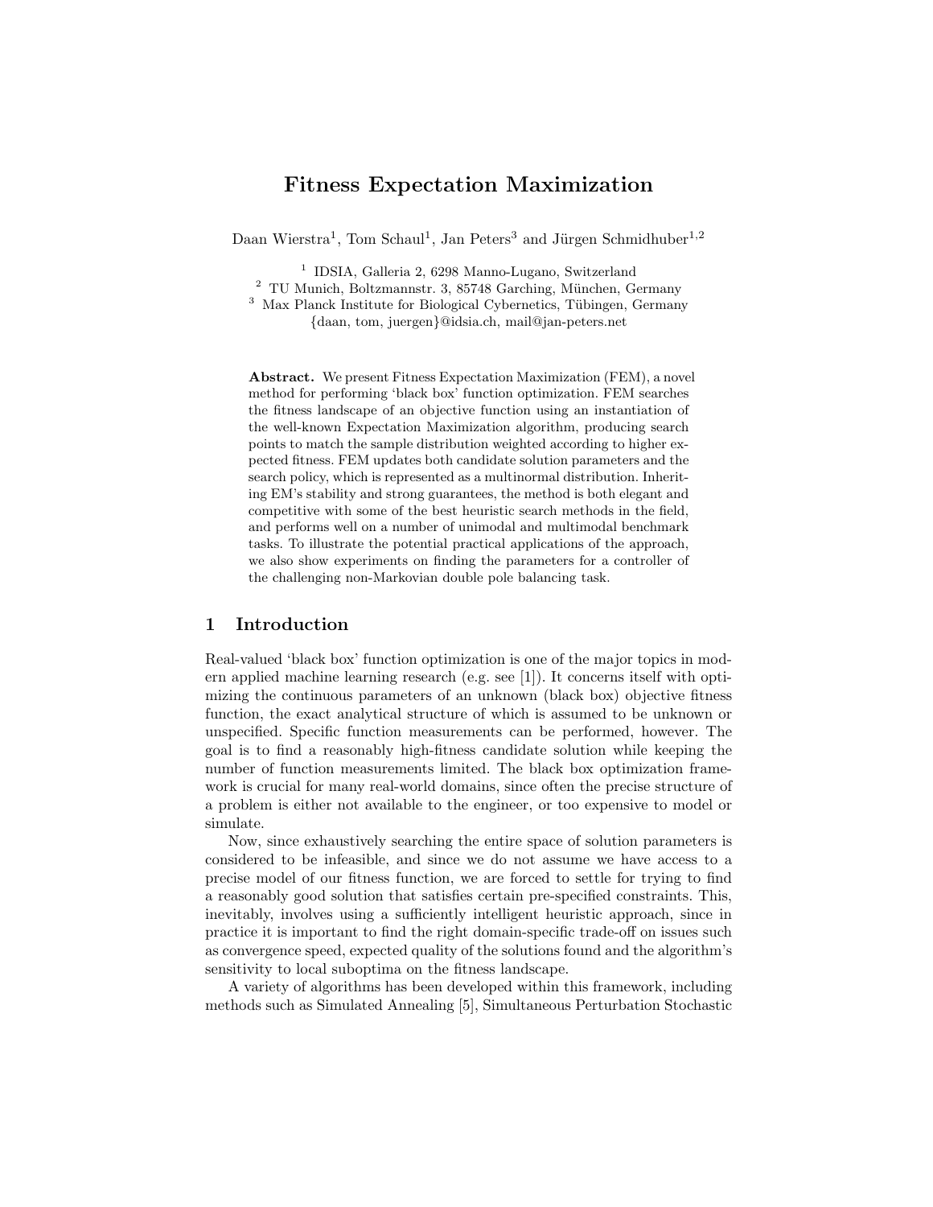# Fitness Expectation Maximization

Daan Wierstra[1], Tom Schaul[1], Jan Peters[3] and Jürgen Schmidhuber[1,2]

[1] IDSIA, Galleria 2, 6298 Manno-Lugano, Switzerland
[2] TU Munich, Boltzmannstr. 3, 85748 Garching, München, Germany
[3] Max Planck Institute for Biological Cybernetics, Tübingen, Germany
{daan, tom, juergen}@idsia.ch, mail@jan-peters.net

**Abstract.** We present Fitness Expectation Maximization (FEM), a novel method for performing 'black box' function optimization. FEM searches the fitness landscape of an objective function using an instantiation of the well-known Expectation Maximization algorithm, producing search points to match the sample distribution weighted according to higher expected fitness. FEM updates both candidate solution parameters and the search policy, which is represented as a multinormal distribution. Inheriting EM's stability and strong guarantees, the method is both elegant and competitive with some of the best heuristic search methods in the field, and performs well on a number of unimodal and multimodal benchmark tasks. To illustrate the potential practical applications of the approach, we also show experiments on finding the parameters for a controller of the challenging non-Markovian double pole balancing task.

## 1 Introduction

Real-valued 'black box' function optimization is one of the major topics in modern applied machine learning research (e.g. see [1]). It concerns itself with optimizing the continuous parameters of an unknown (black box) objective fitness function, the exact analytical structure of which is assumed to be unknown or unspecified. Specific function measurements can be performed, however. The goal is to find a reasonably high-fitness candidate solution while keeping the number of function measurements limited. The black box optimization framework is crucial for many real-world domains, since often the precise structure of a problem is either not available to the engineer, or too expensive to model or simulate.

Now, since exhaustively searching the entire space of solution parameters is considered to be infeasible, and since we do not assume we have access to a precise model of our fitness function, we are forced to settle for trying to find a reasonably good solution that satisfies certain pre-specified constraints. This, inevitably, involves using a sufficiently intelligent heuristic approach, since in practice it is important to find the right domain-specific trade-off on issues such as convergence speed, expected quality of the solutions found and the algorithm's sensitivity to local suboptima on the fitness landscape.

A variety of algorithms has been developed within this framework, including methods such as Simulated Annealing [5], Simultaneous Perturbation Stochastic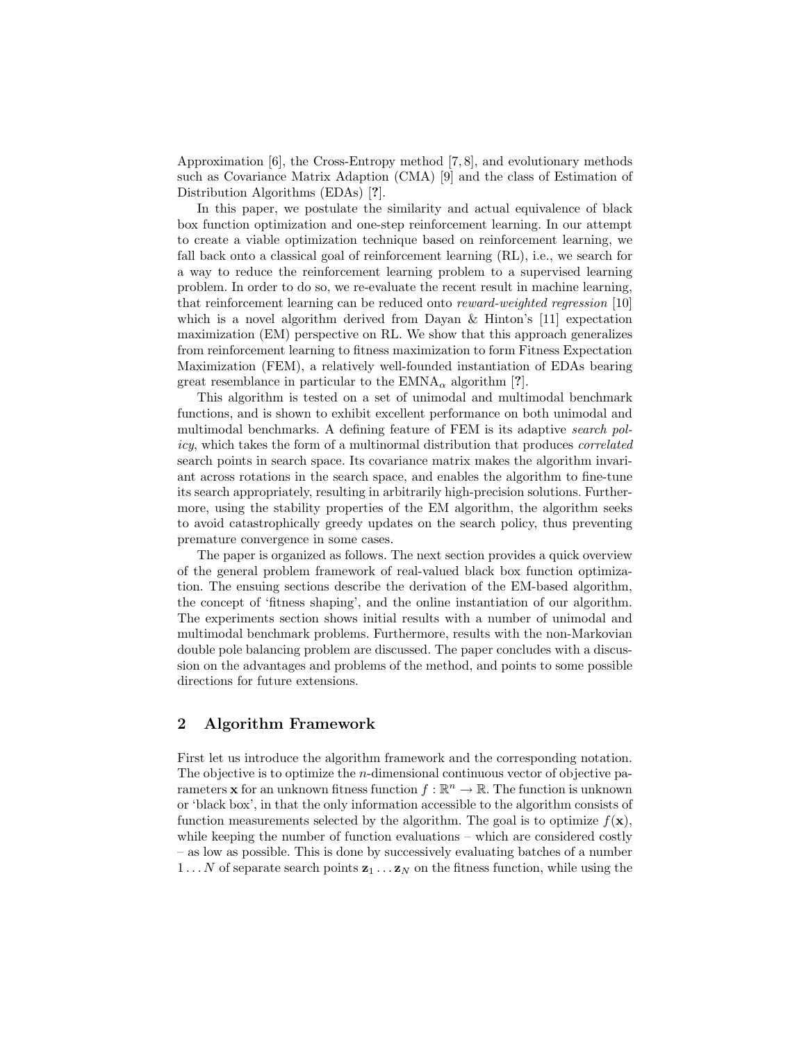Approximation [6], the Cross-Entropy method [7, 8], and evolutionary methods such as Covariance Matrix Adaption (CMA) [9] and the class of Estimation of Distribution Algorithms (EDAs) [**?**].

In this paper, we postulate the similarity and actual equivalence of black box function optimization and one-step reinforcement learning. In our attempt to create a viable optimization technique based on reinforcement learning, we fall back onto a classical goal of reinforcement learning (RL), i.e., we search for a way to reduce the reinforcement learning problem to a supervised learning problem. In order to do so, we re-evaluate the recent result in machine learning, that reinforcement learning can be reduced onto *reward-weighted regression* [10] which is a novel algorithm derived from Dayan & Hinton's [11] expectation maximization (EM) perspective on RL. We show that this approach generalizes from reinforcement learning to fitness maximization to form Fitness Expectation Maximization (FEM), a relatively well-founded instantiation of EDAs bearing great resemblance in particular to the $\text{EMNA}_\alpha$ algorithm [**?**].

This algorithm is tested on a set of unimodal and multimodal benchmark functions, and is shown to exhibit excellent performance on both unimodal and multimodal benchmarks. A defining feature of FEM is its adaptive *search policy*, which takes the form of a multinormal distribution that produces *correlated* search points in search space. Its covariance matrix makes the algorithm invariant across rotations in the search space, and enables the algorithm to fine-tune its search appropriately, resulting in arbitrarily high-precision solutions. Furthermore, using the stability properties of the EM algorithm, the algorithm seeks to avoid catastrophically greedy updates on the search policy, thus preventing premature convergence in some cases.

The paper is organized as follows. The next section provides a quick overview of the general problem framework of real-valued black box function optimization. The ensuing sections describe the derivation of the EM-based algorithm, the concept of 'fitness shaping', and the online instantiation of our algorithm. The experiments section shows initial results with a number of unimodal and multimodal benchmark problems. Furthermore, results with the non-Markovian double pole balancing problem are discussed. The paper concludes with a discussion on the advantages and problems of the method, and points to some possible directions for future extensions.

## 2 Algorithm Framework

First let us introduce the algorithm framework and the corresponding notation. The objective is to optimize the $n$-dimensional continuous vector of objective parameters $\mathbf{x}$ for an unknown fitness function $f : \mathbb{R}^n \to \mathbb{R}$. The function is unknown or 'black box', in that the only information accessible to the algorithm consists of function measurements selected by the algorithm. The goal is to optimize $f(\mathbf{x})$, while keeping the number of function evaluations – which are considered costly – as low as possible. This is done by successively evaluating batches of a number $1 \ldots N$ of separate search points $\mathbf{z}_1 \ldots \mathbf{z}_N$ on the fitness function, while using the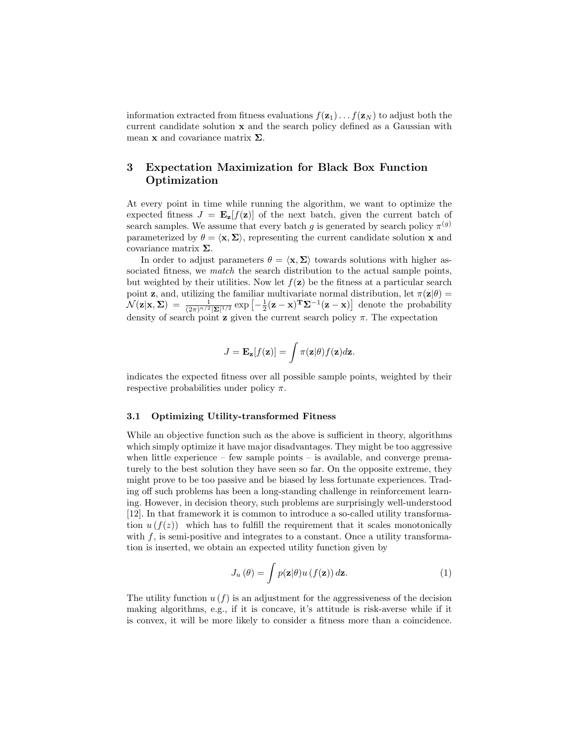information extracted from fitness evaluations $f(\mathbf{z}_1) \dots f(\mathbf{z}_N)$ to adjust both the current candidate solution $\mathbf{x}$ and the search policy defined as a Gaussian with mean $\mathbf{x}$ and covariance matrix $\mathbf{\Sigma}$.

## 3 Expectation Maximization for Black Box Function Optimization

At every point in time while running the algorithm, we want to optimize the expected fitness $J = \mathbf{E}_\mathbf{z}[f(\mathbf{z})]$ of the next batch, given the current batch of search samples. We assume that every batch $g$ is generated by search policy $\pi^{(g)}$ parameterized by $\theta = \langle \mathbf{x}, \mathbf{\Sigma} \rangle$, representing the current candidate solution $\mathbf{x}$ and covariance matrix $\mathbf{\Sigma}$.

In order to adjust parameters $\theta = \langle \mathbf{x}, \mathbf{\Sigma} \rangle$ towards solutions with higher associated fitness, we *match* the search distribution to the actual sample points, but weighted by their utilities. Now let $f(\mathbf{z})$ be the fitness at a particular search point $\mathbf{z}$, and, utilizing the familiar multivariate normal distribution, let $\pi(\mathbf{z}|\theta) = \mathcal{N}(\mathbf{z}|\mathbf{x}, \mathbf{\Sigma}) = \frac{1}{(2\pi)^{n/2}|\mathbf{\Sigma}|^{1/2}} \exp\left[-\frac{1}{2}(\mathbf{z}-\mathbf{x})^\mathbf{T}\mathbf{\Sigma}^{-1}(\mathbf{z}-\mathbf{x})\right]$ denote the probability density of search point $\mathbf{z}$ given the current search policy $\pi$. The expectation

$$J = \mathbf{E}_\mathbf{z}[f(\mathbf{z})] = \int \pi(\mathbf{z}|\theta) f(\mathbf{z}) d\mathbf{z}.$$

indicates the expected fitness over all possible sample points, weighted by their respective probabilities under policy $\pi$.

### 3.1 Optimizing Utility-transformed Fitness

While an objective function such as the above is sufficient in theory, algorithms which simply optimize it have major disadvantages. They might be too aggressive when little experience – few sample points – is available, and converge prematurely to the best solution they have seen so far. On the opposite extreme, they might prove to be too passive and be biased by less fortunate experiences. Trading off such problems has been a long-standing challenge in reinforcement learning. However, in decision theory, such problems are surprisingly well-understood [12]. In that framework it is common to introduce a so-called utility transformation $u\left(f(z)\right)$ which has to fulfill the requirement that it scales monotonically with $f$, is semi-positive and integrates to a constant. Once a utility transformation is inserted, we obtain an expected utility function given by

$$J_u\left(\theta\right) = \int p(\mathbf{z}|\theta) u\left(f(\mathbf{z})\right) d\mathbf{z}. \tag{1}$$

The utility function $u\left(f\right)$ is an adjustment for the aggressiveness of the decision making algorithms, e.g., if it is concave, it's attitude is risk-averse while if it is convex, it will be more likely to consider a fitness more than a coincidence.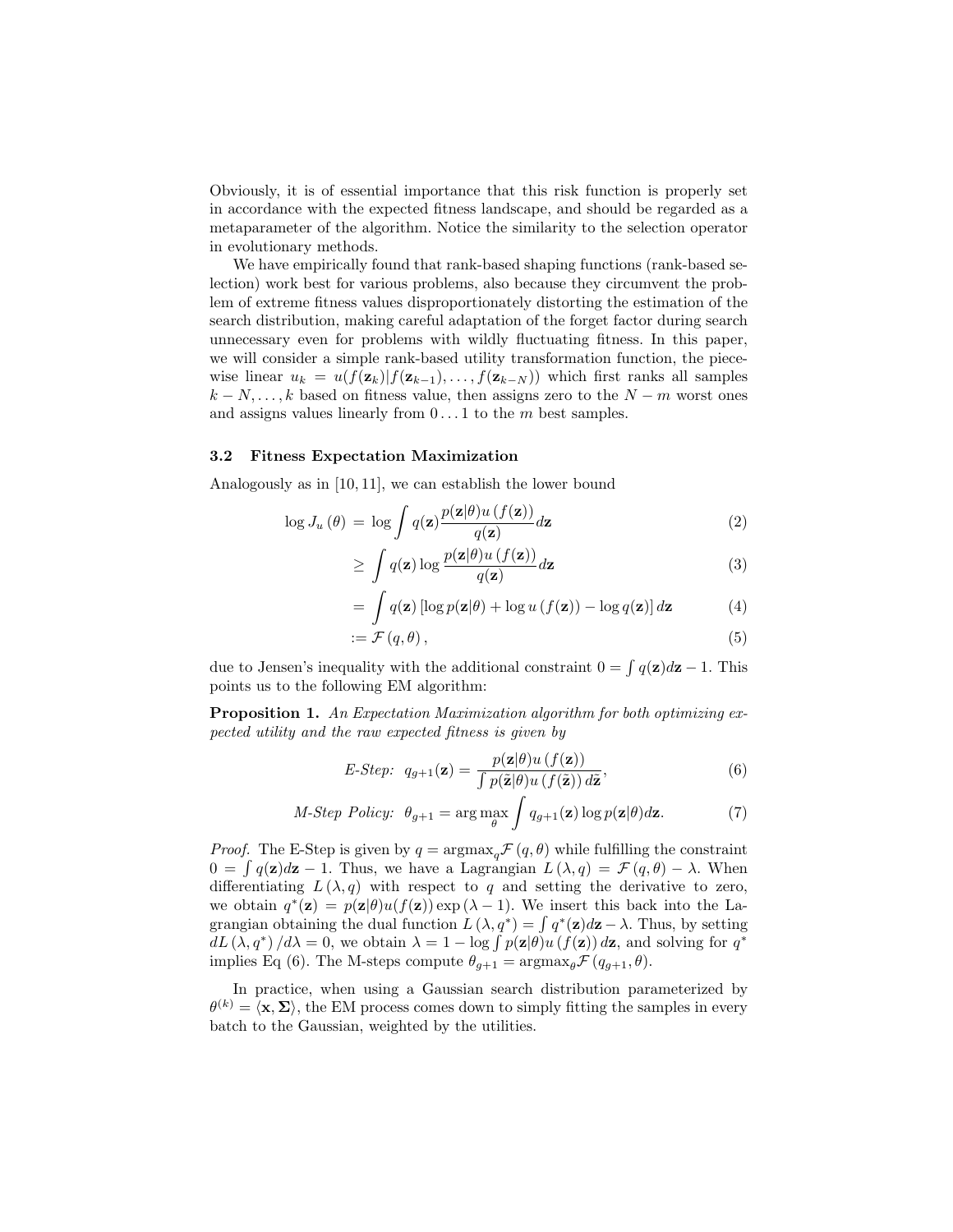Obviously, it is of essential importance that this risk function is properly set in accordance with the expected fitness landscape, and should be regarded as a metaparameter of the algorithm. Notice the similarity to the selection operator in evolutionary methods.

We have empirically found that rank-based shaping functions (rank-based selection) work best for various problems, also because they circumvent the problem of extreme fitness values disproportionately distorting the estimation of the search distribution, making careful adaptation of the forget factor during search unnecessary even for problems with wildly fluctuating fitness. In this paper, we will consider a simple rank-based utility transformation function, the piecewise linear $u_k = u(f(\mathbf{z}_k)|f(\mathbf{z}_{k-1}), \ldots, f(\mathbf{z}_{k-N}))$ which first ranks all samples $k-N, \ldots, k$ based on fitness value, then assigns zero to the $N-m$ worst ones and assigns values linearly from $0 \ldots 1$ to the $m$ best samples.

### 3.2 Fitness Expectation Maximization

Analogously as in [10, 11], we can establish the lower bound

$$
\begin{aligned}
\log J_u(\theta) &= \log \int q(\mathbf{z}) \frac{p(\mathbf{z}|\theta) u(f(\mathbf{z}))}{q(\mathbf{z})} d\mathbf{z} && (2)\\
&\geq \int q(\mathbf{z}) \log \frac{p(\mathbf{z}|\theta) u(f(\mathbf{z}))}{q(\mathbf{z})} d\mathbf{z} && (3)\\
&= \int q(\mathbf{z}) \left[\log p(\mathbf{z}|\theta) + \log u(f(\mathbf{z})) - \log q(\mathbf{z})\right] d\mathbf{z} && (4)\\
&:= \mathcal{F}(q, \theta), && (5)
\end{aligned}
$$

due to Jensen's inequality with the additional constraint $0 = \int q(\mathbf{z}) d\mathbf{z} - 1$. This points us to the following EM algorithm:

**Proposition 1.** *An Expectation Maximization algorithm for both optimizing expected utility and the raw expected fitness is given by*

$$
\text{E-Step:} \quad q_{g+1}(\mathbf{z}) = \frac{p(\mathbf{z}|\theta) u(f(\mathbf{z}))}{\int p(\tilde{\mathbf{z}}|\theta) u(f(\tilde{\mathbf{z}})) d\tilde{\mathbf{z}}}, \tag{6}
$$

$$
\text{M-Step Policy:} \quad \theta_{g+1} = \arg\max_{\theta} \int q_{g+1}(\mathbf{z}) \log p(\mathbf{z}|\theta) d\mathbf{z}. \tag{7}
$$

*Proof.* The E-Step is given by $q = \text{argmax}_q \mathcal{F}(q, \theta)$ while fulfilling the constraint $0 = \int q(\mathbf{z}) d\mathbf{z} - 1$. Thus, we have a Lagrangian $L(\lambda, q) = \mathcal{F}(q, \theta) - \lambda$. When differentiating $L(\lambda, q)$ with respect to $q$ and setting the derivative to zero, we obtain $q^*(\mathbf{z}) = p(\mathbf{z}|\theta) u(f(\mathbf{z})) \exp(\lambda - 1)$. We insert this back into the Lagrangian obtaining the dual function $L(\lambda, q^*) = \int q^*(\mathbf{z}) d\mathbf{z} - \lambda$. Thus, by setting $dL(\lambda, q^*)/d\lambda = 0$, we obtain $\lambda = 1 - \log \int p(\mathbf{z}|\theta) u(f(\mathbf{z})) d\mathbf{z}$, and solving for $q^*$ implies Eq (6). The M-steps compute $\theta_{g+1} = \text{argmax}_\theta \mathcal{F}(q_{g+1}, \theta)$.

In practice, when using a Gaussian search distribution parameterized by $\theta^{(k)} = \langle \mathbf{x}, \mathbf{\Sigma} \rangle$, the EM process comes down to simply fitting the samples in every batch to the Gaussian, weighted by the utilities.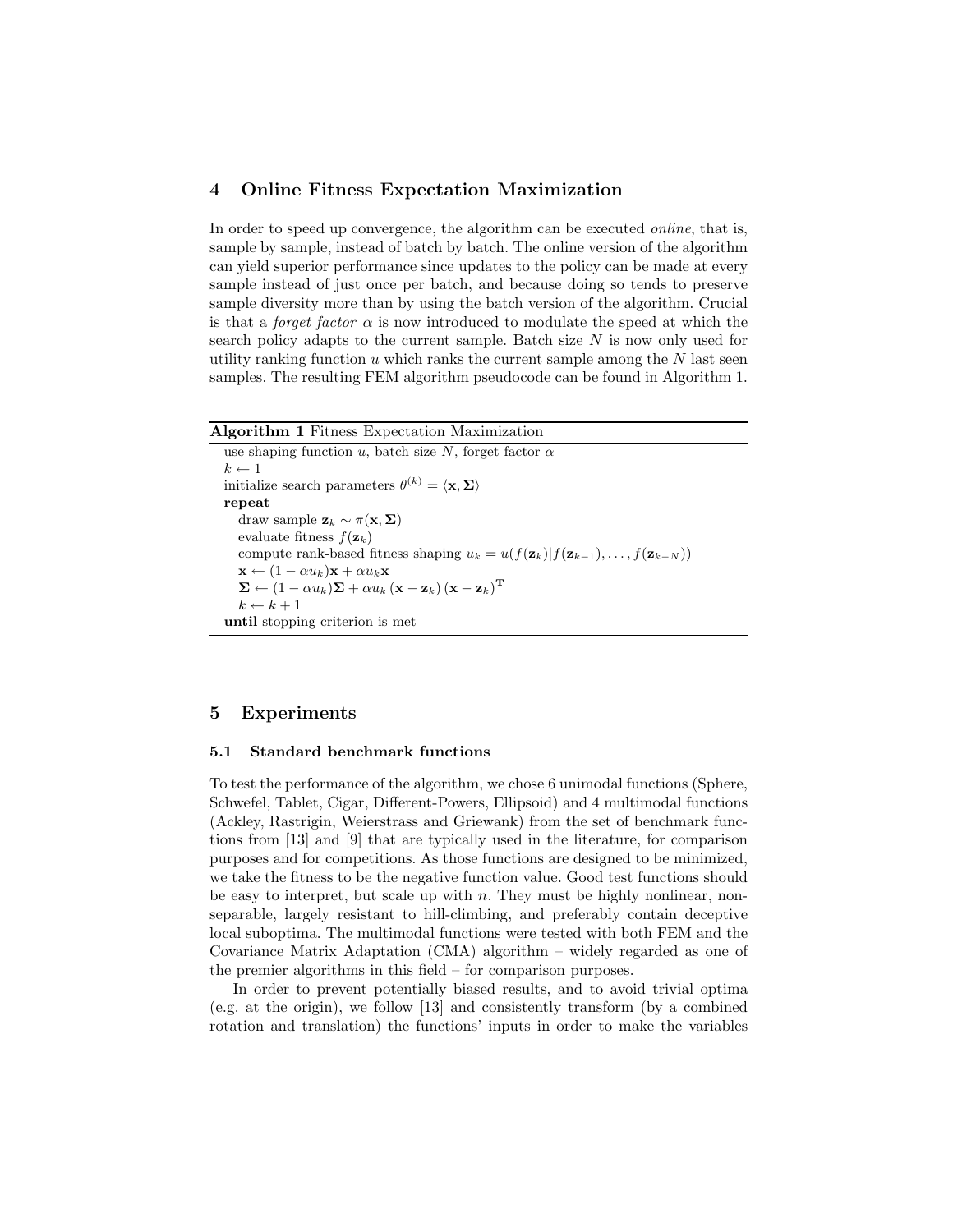## 4 Online Fitness Expectation Maximization

In order to speed up convergence, the algorithm can be executed *online*, that is, sample by sample, instead of batch by batch. The online version of the algorithm can yield superior performance since updates to the policy can be made at every sample instead of just once per batch, and because doing so tends to preserve sample diversity more than by using the batch version of the algorithm. Crucial is that a *forget factor* $\alpha$ is now introduced to modulate the speed at which the search policy adapts to the current sample. Batch size $N$ is now only used for utility ranking function $u$ which ranks the current sample among the $N$ last seen samples. The resulting FEM algorithm pseudocode can be found in Algorithm 1.

**Algorithm 1** Fitness Expectation Maximization

```
use shaping function u, batch size N, forget factor α
k ← 1
initialize search parameters θ^(k) = ⟨x, Σ⟩
repeat
    draw sample z_k ~ π(x, Σ)
    evaluate fitness f(z_k)
    compute rank-based fitness shaping u_k = u(f(z_k)|f(z_{k-1}), ..., f(z_{k-N}))
    x ← (1 − α u_k) x + α u_k x
    Σ ← (1 − α u_k) Σ + α u_k (x − z_k)(x − z_k)^T
    k ← k + 1
until stopping criterion is met
```

- use shaping function $u$, batch size $N$, forget factor $\alpha$
- $k \leftarrow 1$
- initialize search parameters $\theta^{(k)} = \langle \mathbf{x}, \mathbf{\Sigma} \rangle$
- **repeat**
  - draw sample $\mathbf{z}_k \sim \pi(\mathbf{x}, \mathbf{\Sigma})$
  - evaluate fitness $f(\mathbf{z}_k)$
  - compute rank-based fitness shaping $u_k = u(f(\mathbf{z}_k)|f(\mathbf{z}_{k-1}), \ldots, f(\mathbf{z}_{k-N}))$
  - $\mathbf{x} \leftarrow (1 - \alpha u_k)\mathbf{x} + \alpha u_k \mathbf{x}$
  - $\mathbf{\Sigma} \leftarrow (1 - \alpha u_k)\mathbf{\Sigma} + \alpha u_k (\mathbf{x} - \mathbf{z}_k)(\mathbf{x} - \mathbf{z}_k)^{\mathbf{T}}$
  - $k \leftarrow k + 1$
- **until** stopping criterion is met

## 5 Experiments

### 5.1 Standard benchmark functions

To test the performance of the algorithm, we chose 6 unimodal functions (Sphere, Schwefel, Tablet, Cigar, Different-Powers, Ellipsoid) and 4 multimodal functions (Ackley, Rastrigin, Weierstrass and Griewank) from the set of benchmark functions from [13] and [9] that are typically used in the literature, for comparison purposes and for competitions. As those functions are designed to be minimized, we take the fitness to be the negative function value. Good test functions should be easy to interpret, but scale up with $n$. They must be highly nonlinear, non-separable, largely resistant to hill-climbing, and preferably contain deceptive local suboptima. The multimodal functions were tested with both FEM and the Covariance Matrix Adaptation (CMA) algorithm – widely regarded as one of the premier algorithms in this field – for comparison purposes.

In order to prevent potentially biased results, and to avoid trivial optima (e.g. at the origin), we follow [13] and consistently transform (by a combined rotation and translation) the functions' inputs in order to make the variables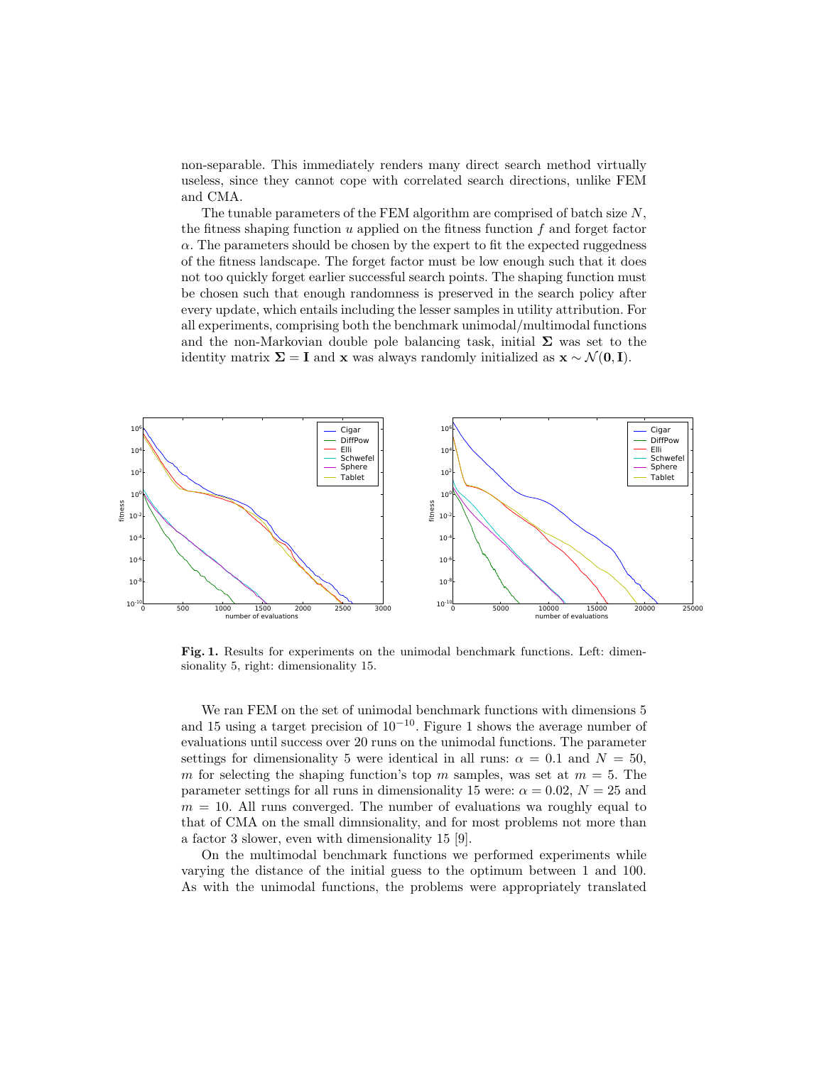non-separable. This immediately renders many direct search method virtually useless, since they cannot cope with correlated search directions, unlike FEM and CMA.

The tunable parameters of the FEM algorithm are comprised of batch size $N$, the fitness shaping function $u$ applied on the fitness function $f$ and forget factor $\alpha$. The parameters should be chosen by the expert to fit the expected ruggedness of the fitness landscape. The forget factor must be low enough such that it does not too quickly forget earlier successful search points. The shaping function must be chosen such that enough randomness is preserved in the search policy after every update, which entails including the lesser samples in utility attribution. For all experiments, comprising both the benchmark unimodal/multimodal functions and the non-Markovian double pole balancing task, initial $\mathbf{\Sigma}$ was set to the identity matrix $\mathbf{\Sigma} = \mathbf{I}$ and $\mathbf{x}$ was always randomly initialized as $\mathbf{x} \sim \mathcal{N}(\mathbf{0}, \mathbf{I})$.

**Fig. 1.** Results for experiments on the unimodal benchmark functions. Left: dimensionality 5, right: dimensionality 15.

We ran FEM on the set of unimodal benchmark functions with dimensions 5 and 15 using a target precision of $10^{-10}$. Figure 1 shows the average number of evaluations until success over 20 runs on the unimodal functions. The parameter settings for dimensionality 5 were identical in all runs: $\alpha = 0.1$ and $N = 50$, $m$ for selecting the shaping function's top $m$ samples, was set at $m = 5$. The parameter settings for all runs in dimensionality 15 were: $\alpha = 0.02$, $N = 25$ and $m = 10$. All runs converged. The number of evaluations wa roughly equal to that of CMA on the small dimnsionality, and for most problems not more than a factor 3 slower, even with dimensionality 15 [9].

On the multimodal benchmark functions we performed experiments while varying the distance of the initial guess to the optimum between 1 and 100. As with the unimodal functions, the problems were appropriately translated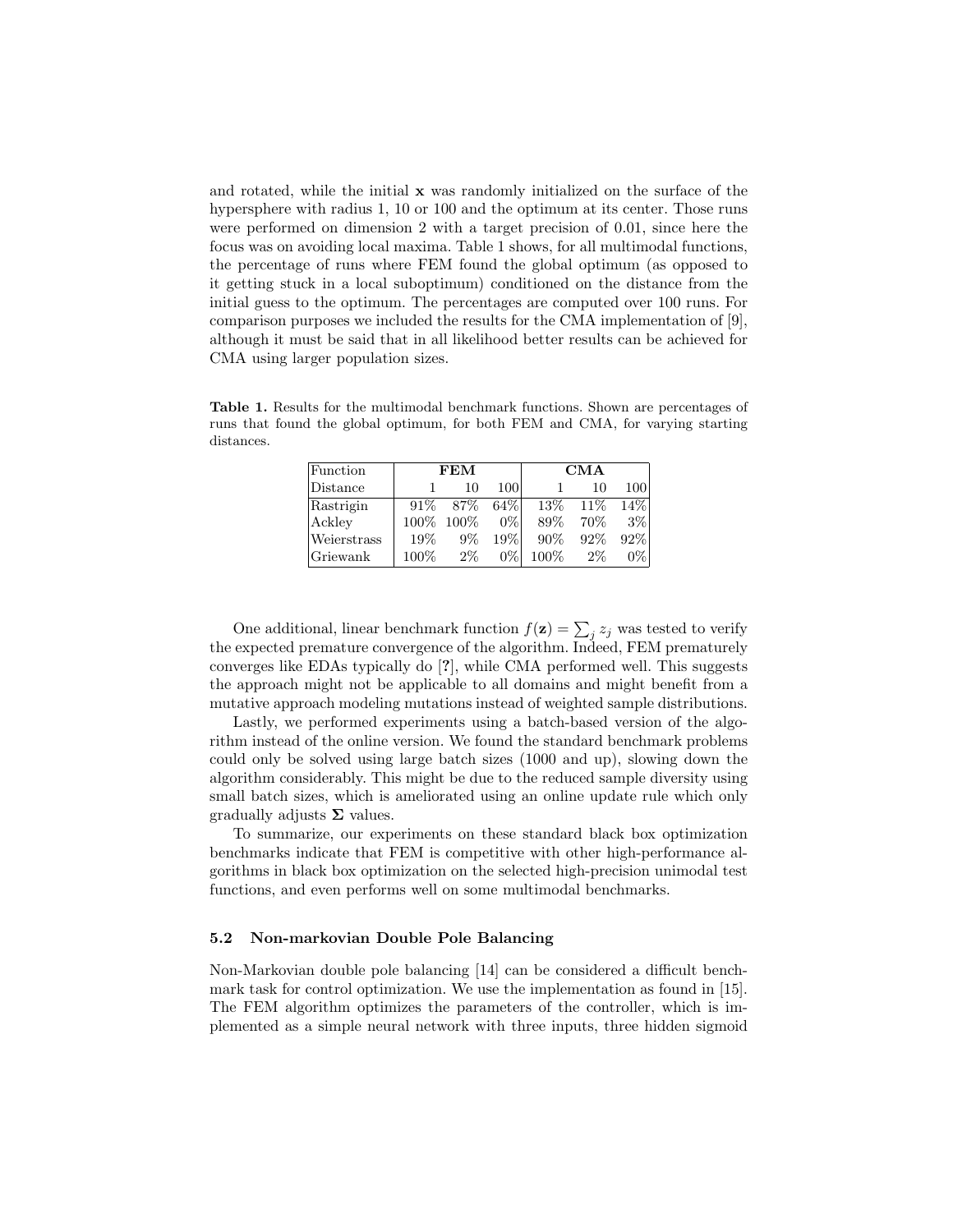and rotated, while the initial $\mathbf{x}$ was randomly initialized on the surface of the hypersphere with radius 1, 10 or 100 and the optimum at its center. Those runs were performed on dimension 2 with a target precision of 0.01, since here the focus was on avoiding local maxima. Table 1 shows, for all multimodal functions, the percentage of runs where FEM found the global optimum (as opposed to it getting stuck in a local suboptimum) conditioned on the distance from the initial guess to the optimum. The percentages are computed over 100 runs. For comparison purposes we included the results for the CMA implementation of [9], although it must be said that in all likelihood better results can be achieved for CMA using larger population sizes.

**Table 1.** Results for the multimodal benchmark functions. Shown are percentages of runs that found the global optimum, for both FEM and CMA, for varying starting distances.

| Function | **FEM** | | | **CMA** | | |
|---|---|---|---|---|---|---|
| Distance | 1 | 10 | 100 | 1 | 10 | 100 |
| Rastrigin | 91% | 87% | 64% | 13% | 11% | 14% |
| Ackley | 100% | 100% | 0% | 89% | 70% | 3% |
| Weierstrass | 19% | 9% | 19% | 90% | 92% | 92% |
| Griewank | 100% | 2% | 0% | 100% | 2% | 0% |

One additional, linear benchmark function $f(\mathbf{z}) = \sum_j z_j$ was tested to verify the expected premature convergence of the algorithm. Indeed, FEM prematurely converges like EDAs typically do [**?**], while CMA performed well. This suggests the approach might not be applicable to all domains and might benefit from a mutative approach modeling mutations instead of weighted sample distributions.

Lastly, we performed experiments using a batch-based version of the algorithm instead of the online version. We found the standard benchmark problems could only be solved using large batch sizes (1000 and up), slowing down the algorithm considerably. This might be due to the reduced sample diversity using small batch sizes, which is ameliorated using an online update rule which only gradually adjusts $\mathbf{\Sigma}$ values.

To summarize, our experiments on these standard black box optimization benchmarks indicate that FEM is competitive with other high-performance algorithms in black box optimization on the selected high-precision unimodal test functions, and even performs well on some multimodal benchmarks.

### 5.2 Non-markovian Double Pole Balancing

Non-Markovian double pole balancing [14] can be considered a difficult benchmark task for control optimization. We use the implementation as found in [15]. The FEM algorithm optimizes the parameters of the controller, which is implemented as a simple neural network with three inputs, three hidden sigmoid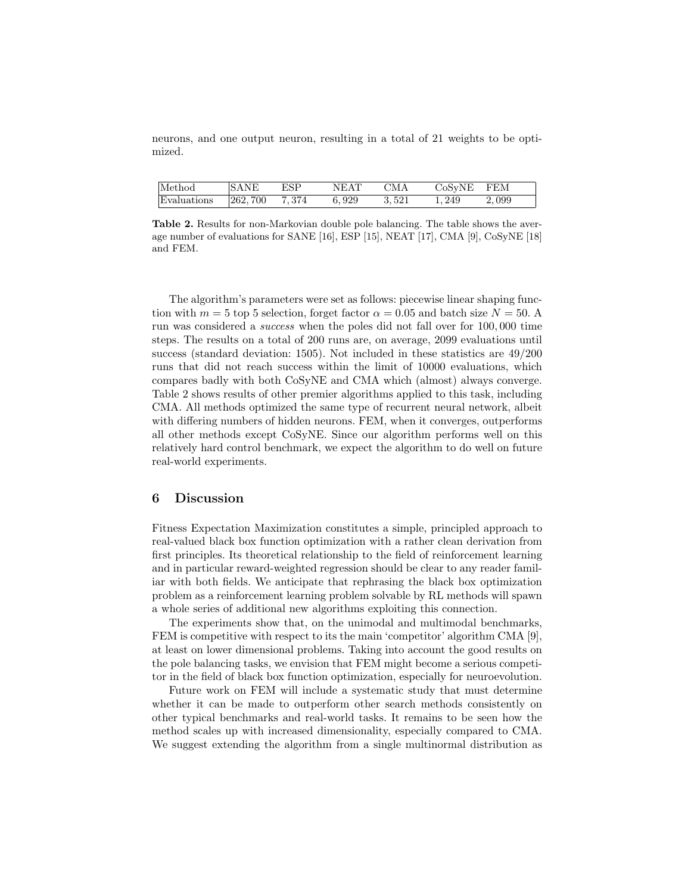neurons, and one output neuron, resulting in a total of 21 weights to be optimized.

| Method | SANE | ESP | NEAT | CMA | CoSyNE | FEM |
|---|---|---|---|---|---|---|
| Evaluations | 262,700 | 7,374 | 6,929 | 3,521 | 1,249 | 2,099 |

**Table 2.** Results for non-Markovian double pole balancing. The table shows the average number of evaluations for SANE [16], ESP [15], NEAT [17], CMA [9], CoSyNE [18] and FEM.

The algorithm's parameters were set as follows: piecewise linear shaping function with $m = 5$ top 5 selection, forget factor $\alpha = 0.05$ and batch size $N = 50$. A run was considered a *success* when the poles did not fall over for 100,000 time steps. The results on a total of 200 runs are, on average, 2099 evaluations until success (standard deviation: 1505). Not included in these statistics are 49/200 runs that did not reach success within the limit of 10000 evaluations, which compares badly with both CoSyNE and CMA which (almost) always converge. Table 2 shows results of other premier algorithms applied to this task, including CMA. All methods optimized the same type of recurrent neural network, albeit with differing numbers of hidden neurons. FEM, when it converges, outperforms all other methods except CoSyNE. Since our algorithm performs well on this relatively hard control benchmark, we expect the algorithm to do well on future real-world experiments.

## 6 Discussion

Fitness Expectation Maximization constitutes a simple, principled approach to real-valued black box function optimization with a rather clean derivation from first principles. Its theoretical relationship to the field of reinforcement learning and in particular reward-weighted regression should be clear to any reader familiar with both fields. We anticipate that rephrasing the black box optimization problem as a reinforcement learning problem solvable by RL methods will spawn a whole series of additional new algorithms exploiting this connection.

The experiments show that, on the unimodal and multimodal benchmarks, FEM is competitive with respect to its the main 'competitor' algorithm CMA [9], at least on lower dimensional problems. Taking into account the good results on the pole balancing tasks, we envision that FEM might become a serious competitor in the field of black box function optimization, especially for neuroevolution.

Future work on FEM will include a systematic study that must determine whether it can be made to outperform other search methods consistently on other typical benchmarks and real-world tasks. It remains to be seen how the method scales up with increased dimensionality, especially compared to CMA. We suggest extending the algorithm from a single multinormal distribution as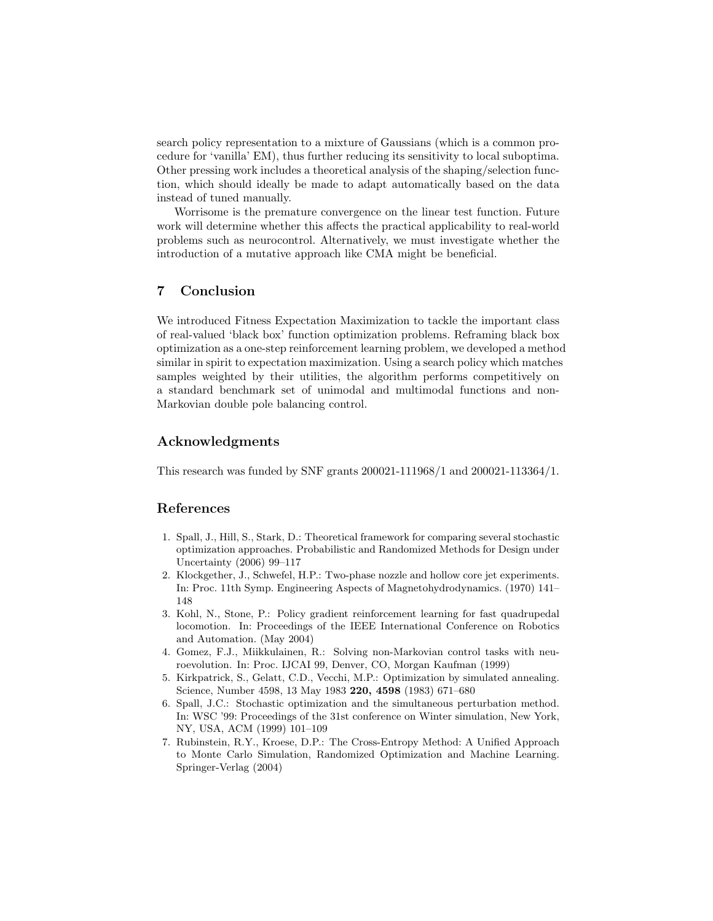search policy representation to a mixture of Gaussians (which is a common procedure for 'vanilla' EM), thus further reducing its sensitivity to local suboptima. Other pressing work includes a theoretical analysis of the shaping/selection function, which should ideally be made to adapt automatically based on the data instead of tuned manually.

Worrisome is the premature convergence on the linear test function. Future work will determine whether this affects the practical applicability to real-world problems such as neurocontrol. Alternatively, we must investigate whether the introduction of a mutative approach like CMA might be beneficial.

## 7 Conclusion

We introduced Fitness Expectation Maximization to tackle the important class of real-valued 'black box' function optimization problems. Reframing black box optimization as a one-step reinforcement learning problem, we developed a method similar in spirit to expectation maximization. Using a search policy which matches samples weighted by their utilities, the algorithm performs competitively on a standard benchmark set of unimodal and multimodal functions and non-Markovian double pole balancing control.

## Acknowledgments

This research was funded by SNF grants 200021-111968/1 and 200021-113364/1.

## References

1. Spall, J., Hill, S., Stark, D.: Theoretical framework for comparing several stochastic optimization approaches. Probabilistic and Randomized Methods for Design under Uncertainty (2006) 99–117
2. Klockgether, J., Schwefel, H.P.: Two-phase nozzle and hollow core jet experiments. In: Proc. 11th Symp. Engineering Aspects of Magnetohydrodynamics. (1970) 141–148
3. Kohl, N., Stone, P.: Policy gradient reinforcement learning for fast quadrupedal locomotion. In: Proceedings of the IEEE International Conference on Robotics and Automation. (May 2004)
4. Gomez, F.J., Miikkulainen, R.: Solving non-Markovian control tasks with neuroevolution. In: Proc. IJCAI 99, Denver, CO, Morgan Kaufman (1999)
5. Kirkpatrick, S., Gelatt, C.D., Vecchi, M.P.: Optimization by simulated annealing. Science, Number 4598, 13 May 1983 **220, 4598** (1983) 671–680
6. Spall, J.C.: Stochastic optimization and the simultaneous perturbation method. In: WSC '99: Proceedings of the 31st conference on Winter simulation, New York, NY, USA, ACM (1999) 101–109
7. Rubinstein, R.Y., Kroese, D.P.: The Cross-Entropy Method: A Unified Approach to Monte Carlo Simulation, Randomized Optimization and Machine Learning. Springer-Verlag (2004)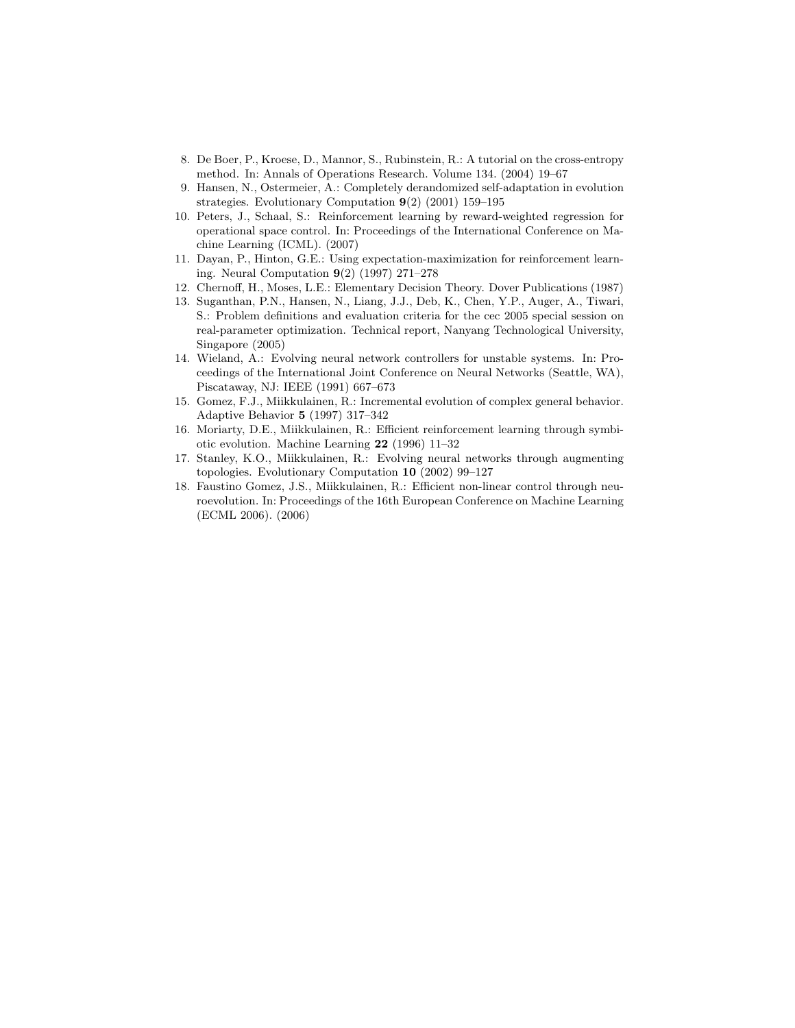8. De Boer, P., Kroese, D., Mannor, S., Rubinstein, R.: A tutorial on the cross-entropy method. In: Annals of Operations Research. Volume 134. (2004) 19–67
9. Hansen, N., Ostermeier, A.: Completely derandomized self-adaptation in evolution strategies. Evolutionary Computation **9**(2) (2001) 159–195
10. Peters, J., Schaal, S.: Reinforcement learning by reward-weighted regression for operational space control. In: Proceedings of the International Conference on Machine Learning (ICML). (2007)
11. Dayan, P., Hinton, G.E.: Using expectation-maximization for reinforcement learning. Neural Computation **9**(2) (1997) 271–278
12. Chernoff, H., Moses, L.E.: Elementary Decision Theory. Dover Publications (1987)
13. Suganthan, P.N., Hansen, N., Liang, J.J., Deb, K., Chen, Y.P., Auger, A., Tiwari, S.: Problem definitions and evaluation criteria for the cec 2005 special session on real-parameter optimization. Technical report, Nanyang Technological University, Singapore (2005)
14. Wieland, A.: Evolving neural network controllers for unstable systems. In: Proceedings of the International Joint Conference on Neural Networks (Seattle, WA), Piscataway, NJ: IEEE (1991) 667–673
15. Gomez, F.J., Miikkulainen, R.: Incremental evolution of complex general behavior. Adaptive Behavior **5** (1997) 317–342
16. Moriarty, D.E., Miikkulainen, R.: Efficient reinforcement learning through symbiotic evolution. Machine Learning **22** (1996) 11–32
17. Stanley, K.O., Miikkulainen, R.: Evolving neural networks through augmenting topologies. Evolutionary Computation **10** (2002) 99–127
18. Faustino Gomez, J.S., Miikkulainen, R.: Efficient non-linear control through neuroevolution. In: Proceedings of the 16th European Conference on Machine Learning (ECML 2006). (2006)